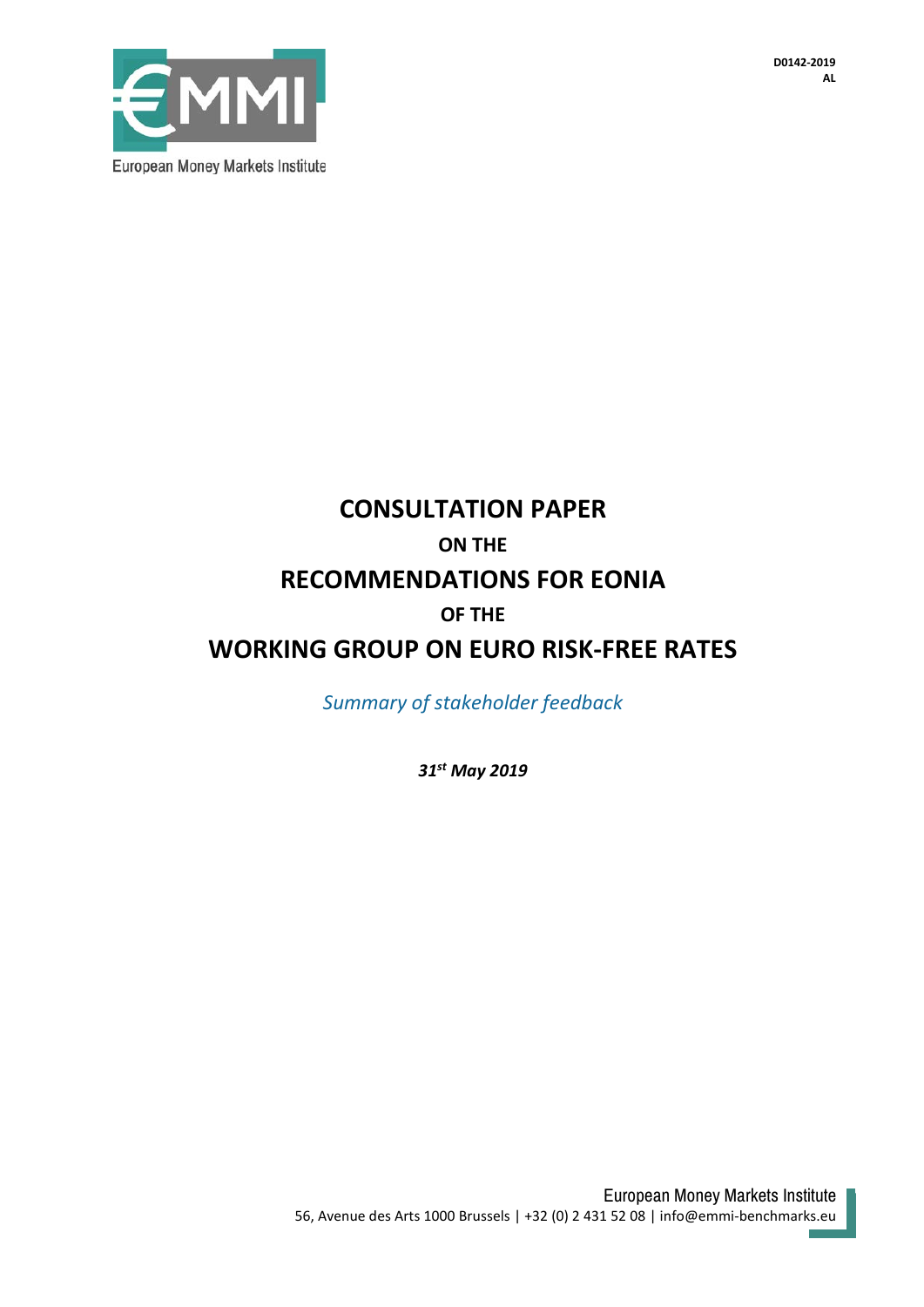D0142-2019
AL

European Money Markets Institute

# CONSULTATION PAPER

## ON THE

# RECOMMENDATIONS FOR EONIA

## OF THE

# WORKING GROUP ON EURO RISK-FREE RATES

*Summary of stakeholder feedback*

***31st May 2019***

European Money Markets Institute
56, Avenue des Arts 1000 Brussels | +32 (0) 2 431 52 08 | info@emmi-benchmarks.eu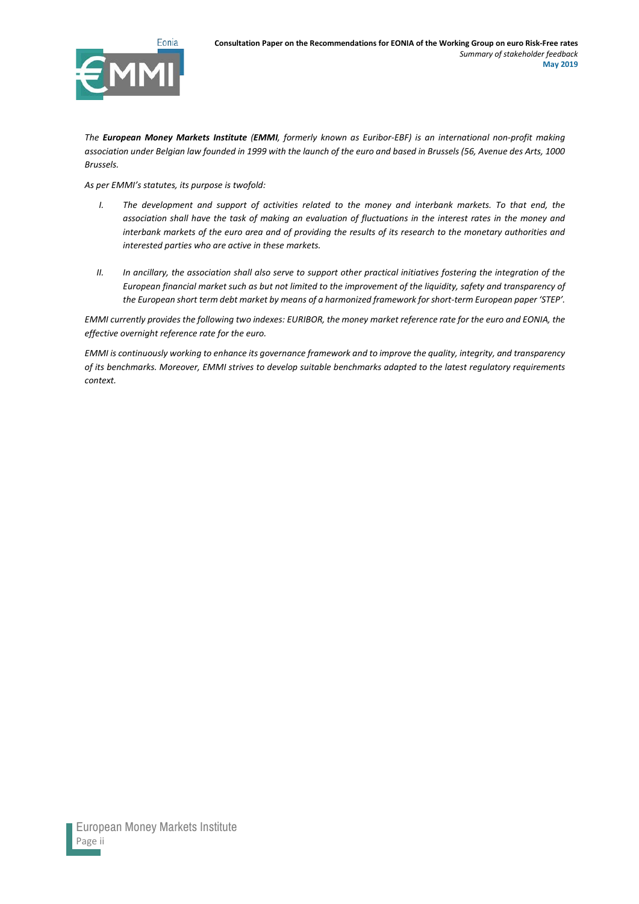*The **European Money Markets Institute (EMMI**, formerly known as Euribor-EBF) is an international non-profit making association under Belgian law founded in 1999 with the launch of the euro and based in Brussels (56, Avenue des Arts, 1000 Brussels.*

*As per EMMI's statutes, its purpose is twofold:*

I. *The development and support of activities related to the money and interbank markets. To that end, the association shall have the task of making an evaluation of fluctuations in the interest rates in the money and interbank markets of the euro area and of providing the results of its research to the monetary authorities and interested parties who are active in these markets.*

II. *In ancillary, the association shall also serve to support other practical initiatives fostering the integration of the European financial market such as but not limited to the improvement of the liquidity, safety and transparency of the European short term debt market by means of a harmonized framework for short-term European paper 'STEP'.*

*EMMI currently provides the following two indexes: EURIBOR, the money market reference rate for the euro and EONIA, the effective overnight reference rate for the euro.*

*EMMI is continuously working to enhance its governance framework and to improve the quality, integrity, and transparency of its benchmarks. Moreover, EMMI strives to develop suitable benchmarks adapted to the latest regulatory requirements context.*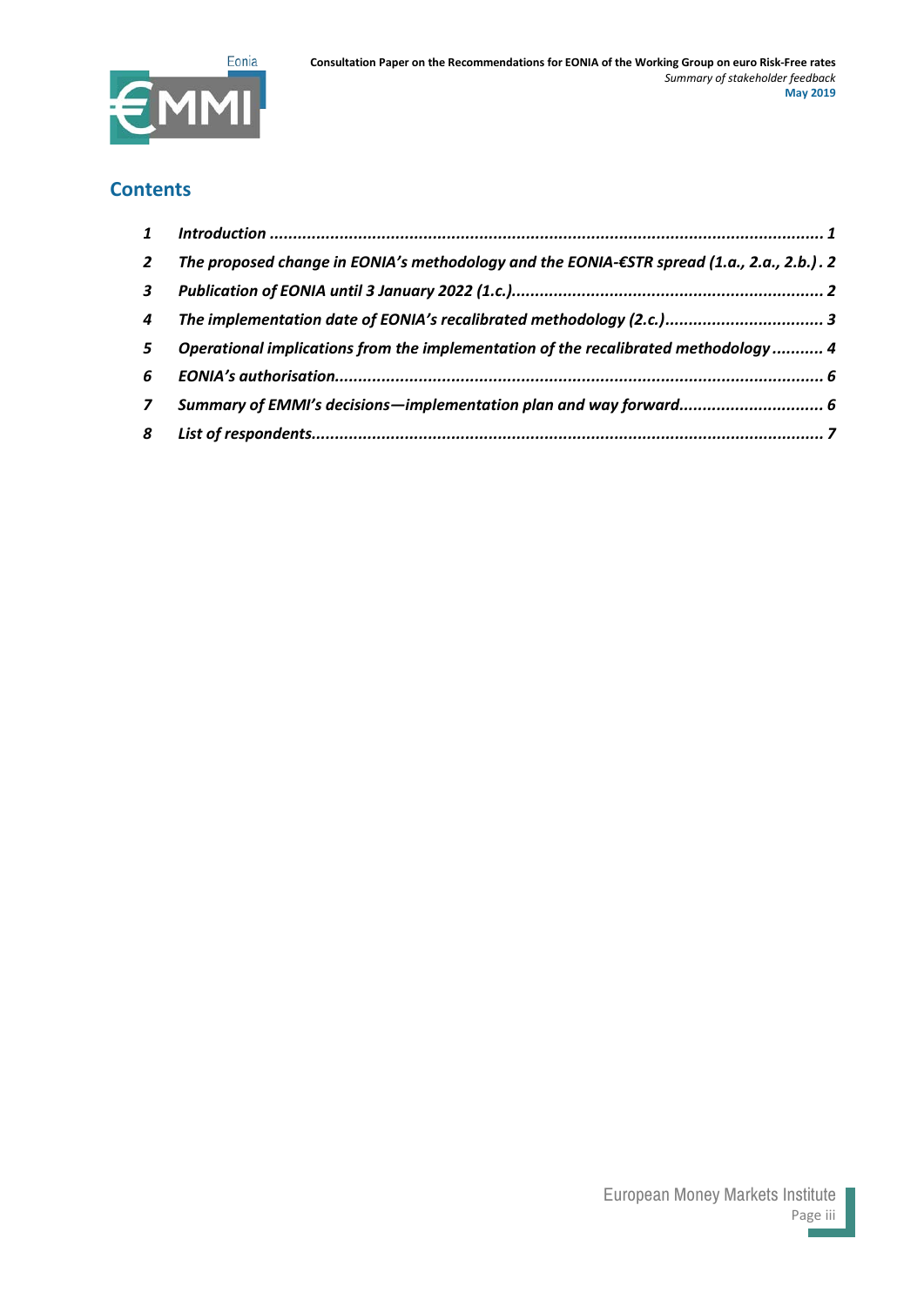## Contents

1 *Introduction ..................................................................................................................... 1*

2 *The proposed change in EONIA's methodology and the EONIA-€STR spread (1.a., 2.a., 2.b.) . 2*

3 *Publication of EONIA until 3 January 2022 (1.c.).................................................................. 2*

4 *The implementation date of EONIA's recalibrated methodology (2.c.)................................. 3*

5 *Operational implications from the implementation of the recalibrated methodology ........... 4*

6 *EONIA's authorisation........................................................................................................ 6*

7 *Summary of EMMI's decisions—implementation plan and way forward.............................. 6*

8 *List of respondents............................................................................................................. 7*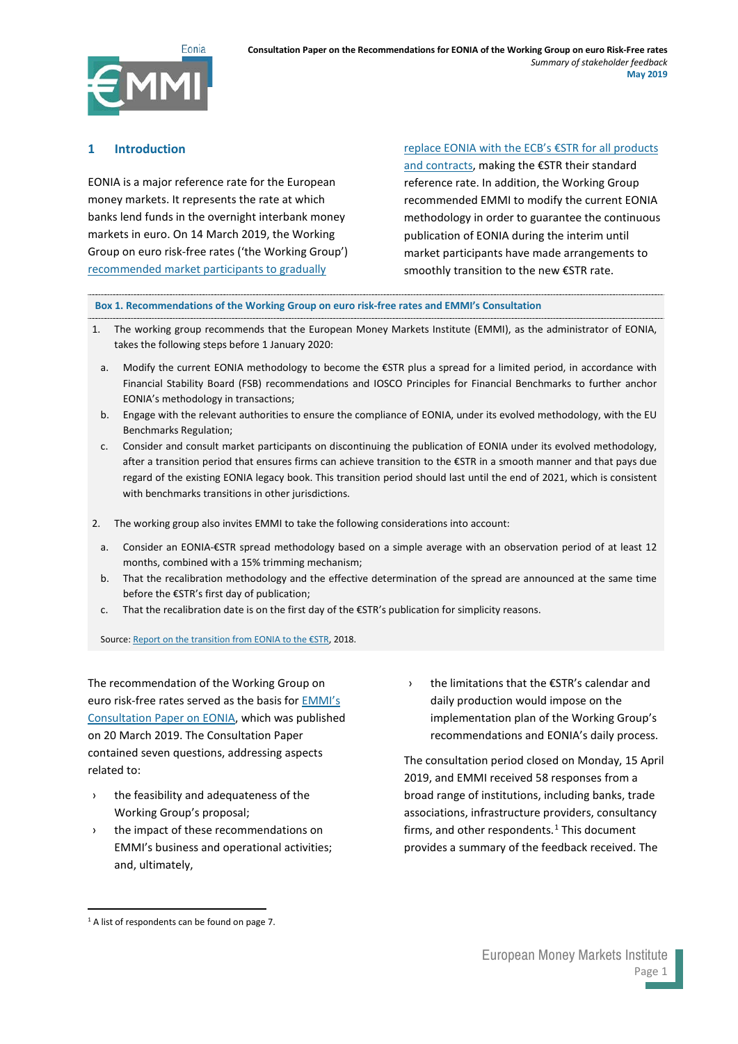## 1 Introduction

EONIA is a major reference rate for the European money markets. It represents the rate at which banks lend funds in the overnight interbank money markets in euro. On 14 March 2019, the Working Group on euro risk-free rates ('the Working Group') recommended market participants to gradually replace EONIA with the ECB's €STR for all products and contracts, making the €STR their standard reference rate. In addition, the Working Group recommended EMMI to modify the current EONIA methodology in order to guarantee the continuous publication of EONIA during the interim until market participants have made arrangements to smoothly transition to the new €STR rate.

**Box 1. Recommendations of the Working Group on euro risk-free rates and EMMI's Consultation**

1. The working group recommends that the European Money Markets Institute (EMMI), as the administrator of EONIA, takes the following steps before 1 January 2020:
   a. Modify the current EONIA methodology to become the €STR plus a spread for a limited period, in accordance with Financial Stability Board (FSB) recommendations and IOSCO Principles for Financial Benchmarks to further anchor EONIA's methodology in transactions;
   b. Engage with the relevant authorities to ensure the compliance of EONIA, under its evolved methodology, with the EU Benchmarks Regulation;
   c. Consider and consult market participants on discontinuing the publication of EONIA under its evolved methodology, after a transition period that ensures firms can achieve transition to the €STR in a smooth manner and that pays due regard of the existing EONIA legacy book. This transition period should last until the end of 2021, which is consistent with benchmarks transitions in other jurisdictions.

2. The working group also invites EMMI to take the following considerations into account:
   a. Consider an EONIA-€STR spread methodology based on a simple average with an observation period of at least 12 months, combined with a 15% trimming mechanism;
   b. That the recalibration methodology and the effective determination of the spread are announced at the same time before the €STR's first day of publication;
   c. That the recalibration date is on the first day of the €STR's publication for simplicity reasons.

Source: Report on the transition from EONIA to the €STR, 2018.

The recommendation of the Working Group on euro risk-free rates served as the basis for EMMI's Consultation Paper on EONIA, which was published on 20 March 2019. The Consultation Paper contained seven questions, addressing aspects related to:

- the feasibility and adequateness of the Working Group's proposal;
- the impact of these recommendations on EMMI's business and operational activities; and, ultimately,
- the limitations that the €STR's calendar and daily production would impose on the implementation plan of the Working Group's recommendations and EONIA's daily process.

The consultation period closed on Monday, 15 April 2019, and EMMI received 58 responses from a broad range of institutions, including banks, trade associations, infrastructure providers, consultancy firms, and other respondents.[1] This document provides a summary of the feedback received. The

[1] A list of respondents can be found on page 7.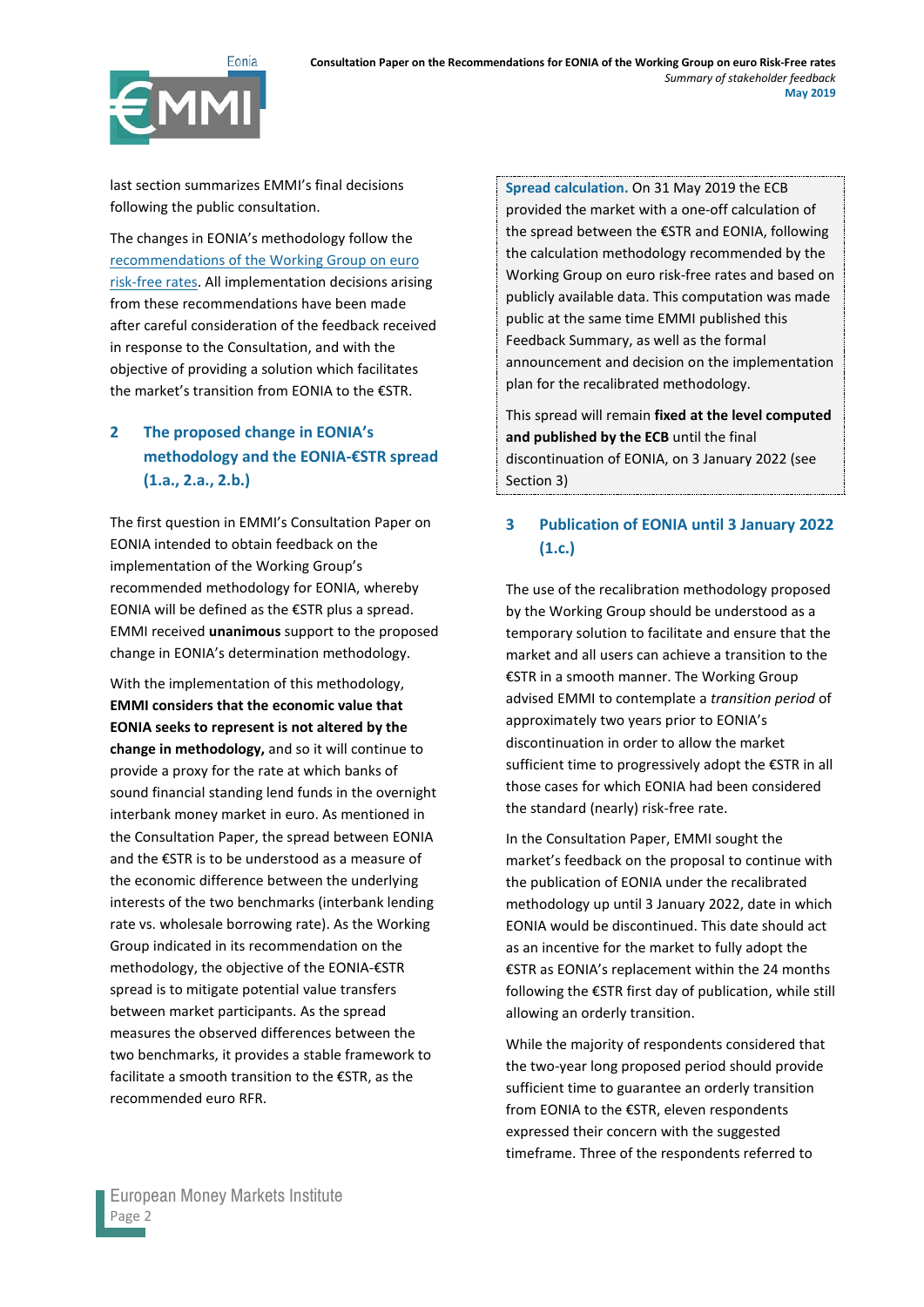last section summarizes EMMI's final decisions following the public consultation.

The changes in EONIA's methodology follow the [recommendations of the Working Group on euro risk-free rates](). All implementation decisions arising from these recommendations have been made after careful consideration of the feedback received in response to the Consultation, and with the objective of providing a solution which facilitates the market's transition from EONIA to the €STR.

## 2 The proposed change in EONIA's methodology and the EONIA-€STR spread (1.a., 2.a., 2.b.)

The first question in EMMI's Consultation Paper on EONIA intended to obtain feedback on the implementation of the Working Group's recommended methodology for EONIA, whereby EONIA will be defined as the €STR plus a spread. EMMI received **unanimous** support to the proposed change in EONIA's determination methodology.

With the implementation of this methodology, **EMMI considers that the economic value that EONIA seeks to represent is not altered by the change in methodology,** and so it will continue to provide a proxy for the rate at which banks of sound financial standing lend funds in the overnight interbank money market in euro. As mentioned in the Consultation Paper, the spread between EONIA and the €STR is to be understood as a measure of the economic difference between the underlying interests of the two benchmarks (interbank lending rate vs. wholesale borrowing rate). As the Working Group indicated in its recommendation on the methodology, the objective of the EONIA-€STR spread is to mitigate potential value transfers between market participants. As the spread measures the observed differences between the two benchmarks, it provides a stable framework to facilitate a smooth transition to the €STR, as the recommended euro RFR.

**Spread calculation.** On 31 May 2019 the ECB provided the market with a one-off calculation of the spread between the €STR and EONIA, following the calculation methodology recommended by the Working Group on euro risk-free rates and based on publicly available data. This computation was made public at the same time EMMI published this Feedback Summary, as well as the formal announcement and decision on the implementation plan for the recalibrated methodology.

This spread will remain **fixed at the level computed and published by the ECB** until the final discontinuation of EONIA, on 3 January 2022 (see Section 3)

## 3 Publication of EONIA until 3 January 2022 (1.c.)

The use of the recalibration methodology proposed by the Working Group should be understood as a temporary solution to facilitate and ensure that the market and all users can achieve a transition to the €STR in a smooth manner. The Working Group advised EMMI to contemplate a *transition period* of approximately two years prior to EONIA's discontinuation in order to allow the market sufficient time to progressively adopt the €STR in all those cases for which EONIA had been considered the standard (nearly) risk-free rate.

In the Consultation Paper, EMMI sought the market's feedback on the proposal to continue with the publication of EONIA under the recalibrated methodology up until 3 January 2022, date in which EONIA would be discontinued. This date should act as an incentive for the market to fully adopt the €STR as EONIA's replacement within the 24 months following the €STR first day of publication, while still allowing an orderly transition.

While the majority of respondents considered that the two-year long proposed period should provide sufficient time to guarantee an orderly transition from EONIA to the €STR, eleven respondents expressed their concern with the suggested timeframe. Three of the respondents referred to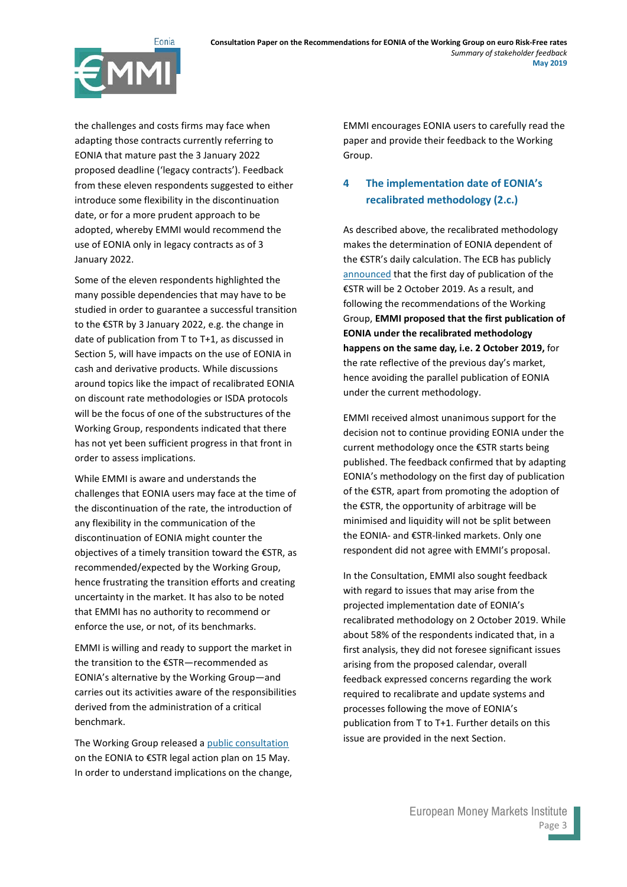the challenges and costs firms may face when adapting those contracts currently referring to EONIA that mature past the 3 January 2022 proposed deadline ('legacy contracts'). Feedback from these eleven respondents suggested to either introduce some flexibility in the discontinuation date, or for a more prudent approach to be adopted, whereby EMMI would recommend the use of EONIA only in legacy contracts as of 3 January 2022.

Some of the eleven respondents highlighted the many possible dependencies that may have to be studied in order to guarantee a successful transition to the €STR by 3 January 2022, e.g. the change in date of publication from T to T+1, as discussed in Section 5, will have impacts on the use of EONIA in cash and derivative products. While discussions around topics like the impact of recalibrated EONIA on discount rate methodologies or ISDA protocols will be the focus of one of the substructures of the Working Group, respondents indicated that there has not yet been sufficient progress in that front in order to assess implications.

While EMMI is aware and understands the challenges that EONIA users may face at the time of the discontinuation of the rate, the introduction of any flexibility in the communication of the discontinuation of EONIA might counter the objectives of a timely transition toward the €STR, as recommended/expected by the Working Group, hence frustrating the transition efforts and creating uncertainty in the market. It has also to be noted that EMMI has no authority to recommend or enforce the use, or not, of its benchmarks.

EMMI is willing and ready to support the market in the transition to the €STR—recommended as EONIA's alternative by the Working Group—and carries out its activities aware of the responsibilities derived from the administration of a critical benchmark.

The Working Group released a public consultation on the EONIA to €STR legal action plan on 15 May. In order to understand implications on the change, EMMI encourages EONIA users to carefully read the paper and provide their feedback to the Working Group.

## 4 The implementation date of EONIA's recalibrated methodology (2.c.)

As described above, the recalibrated methodology makes the determination of EONIA dependent of the €STR's daily calculation. The ECB has publicly announced that the first day of publication of the €STR will be 2 October 2019. As a result, and following the recommendations of the Working Group, **EMMI proposed that the first publication of EONIA under the recalibrated methodology happens on the same day, i.e. 2 October 2019,** for the rate reflective of the previous day's market, hence avoiding the parallel publication of EONIA under the current methodology.

EMMI received almost unanimous support for the decision not to continue providing EONIA under the current methodology once the €STR starts being published. The feedback confirmed that by adapting EONIA's methodology on the first day of publication of the €STR, apart from promoting the adoption of the €STR, the opportunity of arbitrage will be minimised and liquidity will not be split between the EONIA- and €STR-linked markets. Only one respondent did not agree with EMMI's proposal.

In the Consultation, EMMI also sought feedback with regard to issues that may arise from the projected implementation date of EONIA's recalibrated methodology on 2 October 2019. While about 58% of the respondents indicated that, in a first analysis, they did not foresee significant issues arising from the proposed calendar, overall feedback expressed concerns regarding the work required to recalibrate and update systems and processes following the move of EONIA's publication from T to T+1. Further details on this issue are provided in the next Section.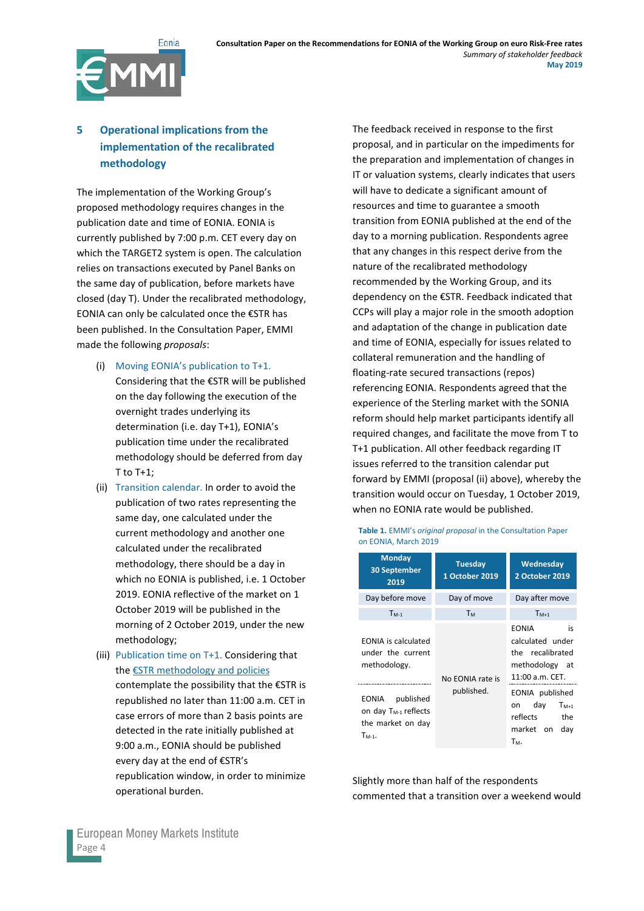## 5 Operational implications from the implementation of the recalibrated methodology

The implementation of the Working Group's proposed methodology requires changes in the publication date and time of EONIA. EONIA is currently published by 7:00 p.m. CET every day on which the TARGET2 system is open. The calculation relies on transactions executed by Panel Banks on the same day of publication, before markets have closed (day T). Under the recalibrated methodology, EONIA can only be calculated once the €STR has been published. In the Consultation Paper, EMMI made the following *proposals*:

(i) Moving EONIA's publication to T+1. Considering that the €STR will be published on the day following the execution of the overnight trades underlying its determination (i.e. day T+1), EONIA's publication time under the recalibrated methodology should be deferred from day T to T+1;

(ii) Transition calendar. In order to avoid the publication of two rates representing the same day, one calculated under the current methodology and another one calculated under the recalibrated methodology, there should be a day in which no EONIA is published, i.e. 1 October 2019. EONIA reflective of the market on 1 October 2019 will be published in the morning of 2 October 2019, under the new methodology;

(iii) Publication time on T+1. Considering that the €STR methodology and policies contemplate the possibility that the €STR is republished no later than 11:00 a.m. CET in case errors of more than 2 basis points are detected in the rate initially published at 9:00 a.m., EONIA should be published every day at the end of €STR's republication window, in order to minimize operational burden.

The feedback received in response to the first proposal, and in particular on the impediments for the preparation and implementation of changes in IT or valuation systems, clearly indicates that users will have to dedicate a significant amount of resources and time to guarantee a smooth transition from EONIA published at the end of the day to a morning publication. Respondents agree that any changes in this respect derive from the nature of the recalibrated methodology recommended by the Working Group, and its dependency on the €STR. Feedback indicated that CCPs will play a major role in the smooth adoption and adaptation of the change in publication date and time of EONIA, especially for issues related to collateral remuneration and the handling of floating-rate secured transactions (repos) referencing EONIA. Respondents agreed that the experience of the Sterling market with the SONIA reform should help market participants identify all required changes, and facilitate the move from T to T+1 publication. All other feedback regarding IT issues referred to the transition calendar put forward by EMMI (proposal (ii) above), whereby the transition would occur on Tuesday, 1 October 2019, when no EONIA rate would be published.

**Table 1.** EMMI's *original proposal* in the Consultation Paper on EONIA, March 2019

| Monday 30 September 2019 | Tuesday 1 October 2019 | Wednesday 2 October 2019 |
|---|---|---|
| Day before move | Day of move | Day after move |
| $T_{M-1}$ | $T_M$ | $T_{M+1}$ |
| EONIA is calculated under the current methodology. | No EONIA rate is published. | EONIA is calculated under the recalibrated methodology at 11:00 a.m. CET. |
| EONIA published on day $T_{M-1}$ reflects the market on day $T_{M-1}$. | | EONIA published on day $T_{M+1}$ reflects the market on day $T_M$. |

Slightly more than half of the respondents commented that a transition over a weekend would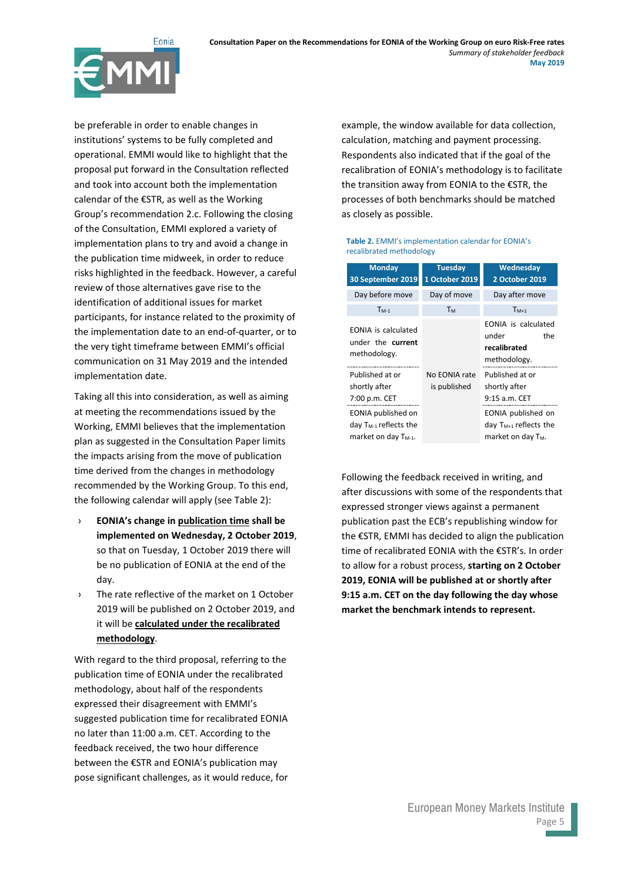be preferable in order to enable changes in institutions' systems to be fully completed and operational. EMMI would like to highlight that the proposal put forward in the Consultation reflected and took into account both the implementation calendar of the €STR, as well as the Working Group's recommendation 2.c. Following the closing of the Consultation, EMMI explored a variety of implementation plans to try and avoid a change in the publication time midweek, in order to reduce risks highlighted in the feedback. However, a careful review of those alternatives gave rise to the identification of additional issues for market participants, for instance related to the proximity of the implementation date to an end-of-quarter, or to the very tight timeframe between EMMI's official communication on 31 May 2019 and the intended implementation date.

Taking all this into consideration, as well as aiming at meeting the recommendations issued by the Working, EMMI believes that the implementation plan as suggested in the Consultation Paper limits the impacts arising from the move of publication time derived from the changes in methodology recommended by the Working Group. To this end, the following calendar will apply (see Table 2):

- **EONIA's change in publication time shall be implemented on Wednesday, 2 October 2019**, so that on Tuesday, 1 October 2019 there will be no publication of EONIA at the end of the day.
- The rate reflective of the market on 1 October 2019 will be published on 2 October 2019, and it will be **calculated under the recalibrated methodology**.

With regard to the third proposal, referring to the publication time of EONIA under the recalibrated methodology, about half of the respondents expressed their disagreement with EMMI's suggested publication time for recalibrated EONIA no later than 11:00 a.m. CET. According to the feedback received, the two hour difference between the €STR and EONIA's publication may pose significant challenges, as it would reduce, for example, the window available for data collection, calculation, matching and payment processing. Respondents also indicated that if the goal of the recalibration of EONIA's methodology is to facilitate the transition away from EONIA to the €STR, the processes of both benchmarks should be matched as closely as possible.

**Table 2.** EMMI's implementation calendar for EONIA's recalibrated methodology

| Monday 30 September 2019 | Tuesday 1 October 2019 | Wednesday 2 October 2019 |
|---|---|---|
| Day before move | Day of move | Day after move |
| $T_{M-1}$ | $T_M$ | $T_{M+1}$ |
| EONIA is calculated under the **current** methodology. | No EONIA rate is published | EONIA is calculated under the **recalibrated** methodology. |
| Published at or shortly after 7:00 p.m. CET | | Published at or shortly after 9:15 a.m. CET |
| EONIA published on day $T_{M-1}$ reflects the market on day $T_{M-1}$. | | EONIA published on day $T_{M+1}$ reflects the market on day $T_M$. |

Following the feedback received in writing, and after discussions with some of the respondents that expressed stronger views against a permanent publication past the ECB's republishing window for the €STR, EMMI has decided to align the publication time of recalibrated EONIA with the €STR's. In order to allow for a robust process, **starting on 2 October 2019, EONIA will be published at or shortly after 9:15 a.m. CET on the day following the day whose market the benchmark intends to represent.**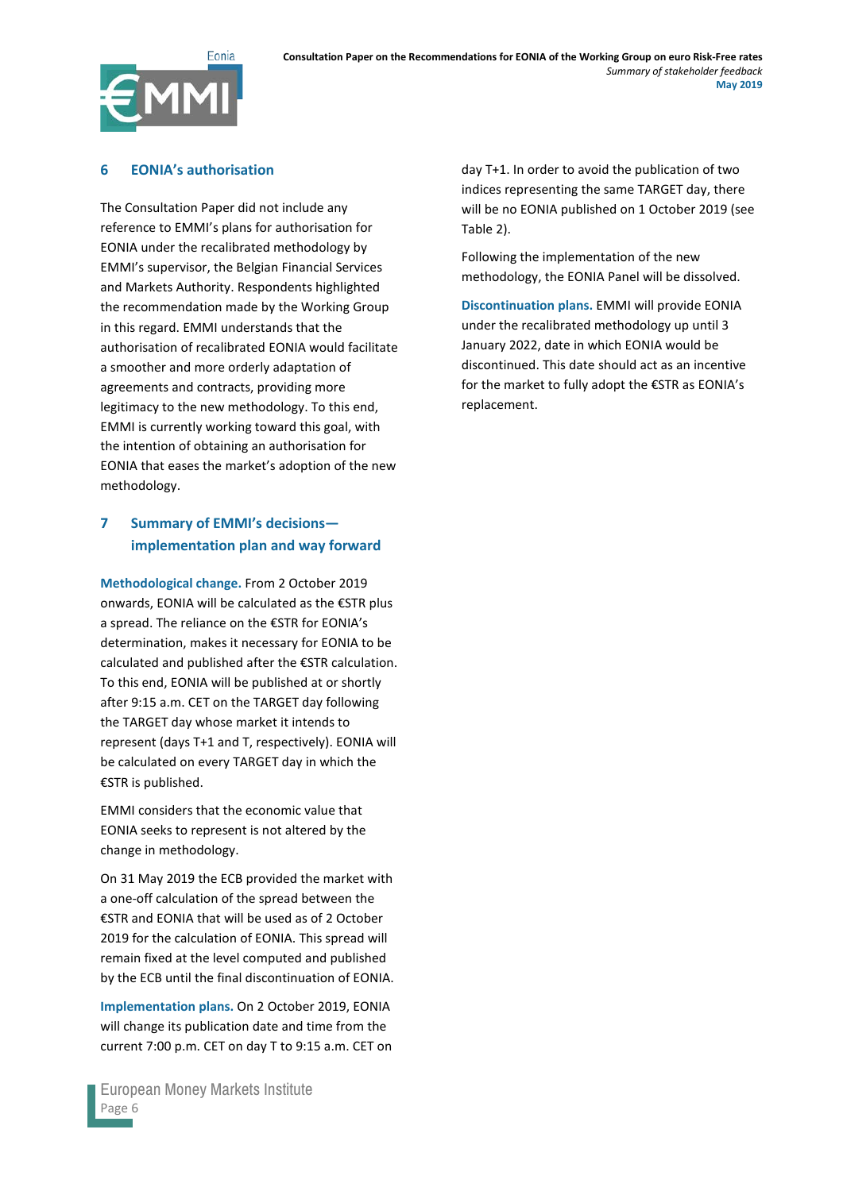## 6 EONIA's authorisation

The Consultation Paper did not include any reference to EMMI's plans for authorisation for EONIA under the recalibrated methodology by EMMI's supervisor, the Belgian Financial Services and Markets Authority. Respondents highlighted the recommendation made by the Working Group in this regard. EMMI understands that the authorisation of recalibrated EONIA would facilitate a smoother and more orderly adaptation of agreements and contracts, providing more legitimacy to the new methodology. To this end, EMMI is currently working toward this goal, with the intention of obtaining an authorisation for EONIA that eases the market's adoption of the new methodology.

## 7 Summary of EMMI's decisions—implementation plan and way forward

**Methodological change.** From 2 October 2019 onwards, EONIA will be calculated as the €STR plus a spread. The reliance on the €STR for EONIA's determination, makes it necessary for EONIA to be calculated and published after the €STR calculation. To this end, EONIA will be published at or shortly after 9:15 a.m. CET on the TARGET day following the TARGET day whose market it intends to represent (days T+1 and T, respectively). EONIA will be calculated on every TARGET day in which the €STR is published.

EMMI considers that the economic value that EONIA seeks to represent is not altered by the change in methodology.

On 31 May 2019 the ECB provided the market with a one-off calculation of the spread between the €STR and EONIA that will be used as of 2 October 2019 for the calculation of EONIA. This spread will remain fixed at the level computed and published by the ECB until the final discontinuation of EONIA.

**Implementation plans.** On 2 October 2019, EONIA will change its publication date and time from the current 7:00 p.m. CET on day T to 9:15 a.m. CET on day T+1. In order to avoid the publication of two indices representing the same TARGET day, there will be no EONIA published on 1 October 2019 (see Table 2).

Following the implementation of the new methodology, the EONIA Panel will be dissolved.

**Discontinuation plans.** EMMI will provide EONIA under the recalibrated methodology up until 3 January 2022, date in which EONIA would be discontinued. This date should act as an incentive for the market to fully adopt the €STR as EONIA's replacement.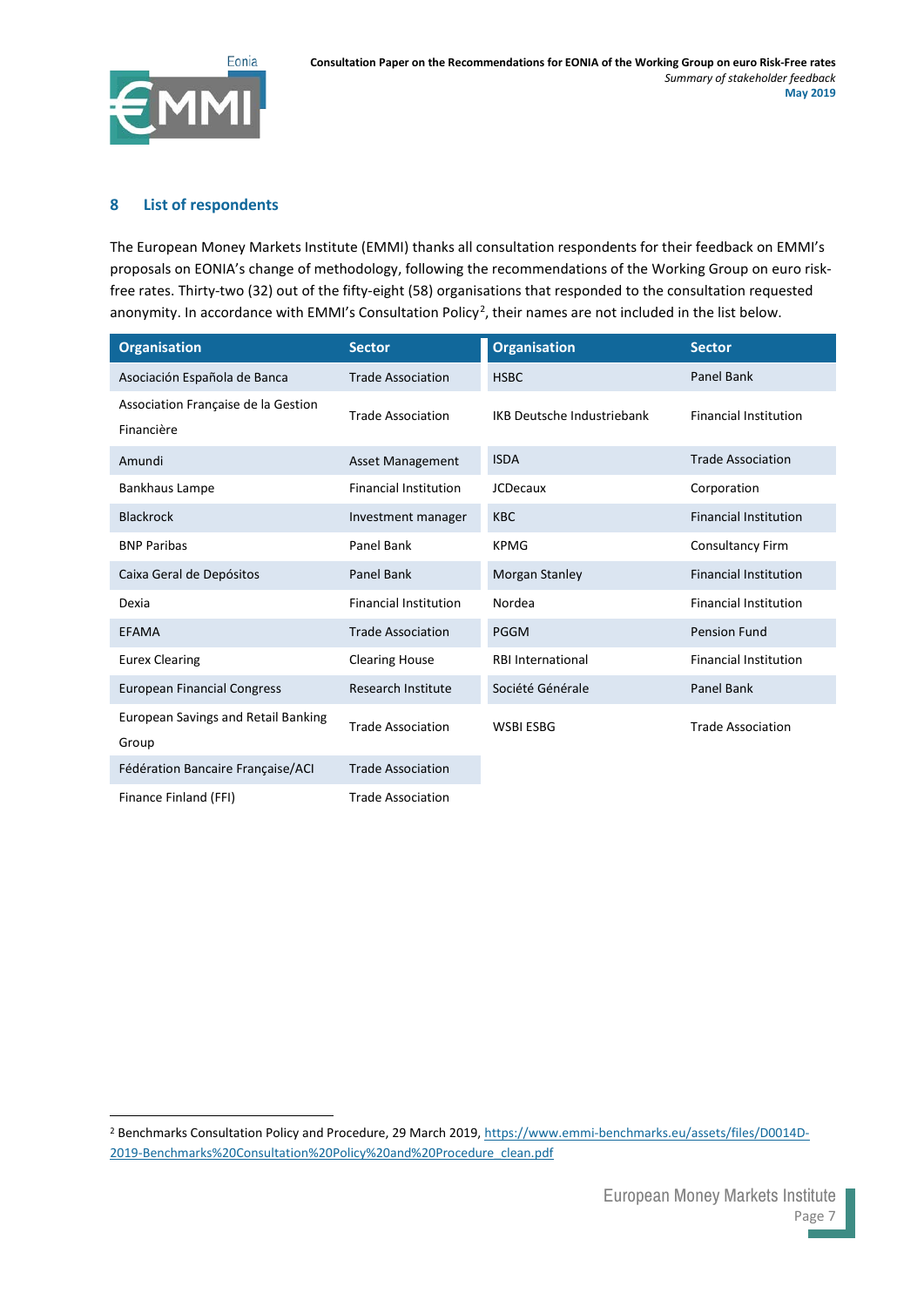## 8 List of respondents

The European Money Markets Institute (EMMI) thanks all consultation respondents for their feedback on EMMI's proposals on EONIA's change of methodology, following the recommendations of the Working Group on euro risk-free rates. Thirty-two (32) out of the fifty-eight (58) organisations that responded to the consultation requested anonymity. In accordance with EMMI's Consultation Policy[2], their names are not included in the list below.

| Organisation | Sector | Organisation | Sector |
|---|---|---|---|
| Asociación Española de Banca | Trade Association | HSBC | Panel Bank |
| Association Française de la Gestion Financière | Trade Association | IKB Deutsche Industriebank | Financial Institution |
| Amundi | Asset Management | ISDA | Trade Association |
| Bankhaus Lampe | Financial Institution | JCDecaux | Corporation |
| Blackrock | Investment manager | KBC | Financial Institution |
| BNP Paribas | Panel Bank | KPMG | Consultancy Firm |
| Caixa Geral de Depósitos | Panel Bank | Morgan Stanley | Financial Institution |
| Dexia | Financial Institution | Nordea | Financial Institution |
| EFAMA | Trade Association | PGGM | Pension Fund |
| Eurex Clearing | Clearing House | RBI International | Financial Institution |
| European Financial Congress | Research Institute | Société Générale | Panel Bank |
| European Savings and Retail Banking Group | Trade Association | WSBI ESBG | Trade Association |
| Fédération Bancaire Française/ACI | Trade Association | | |
| Finance Finland (FFI) | Trade Association | | |

[2] Benchmarks Consultation Policy and Procedure, 29 March 2019, https://www.emmi-benchmarks.eu/assets/files/D0014D-2019-Benchmarks%20Consultation%20Policy%20and%20Procedure_clean.pdf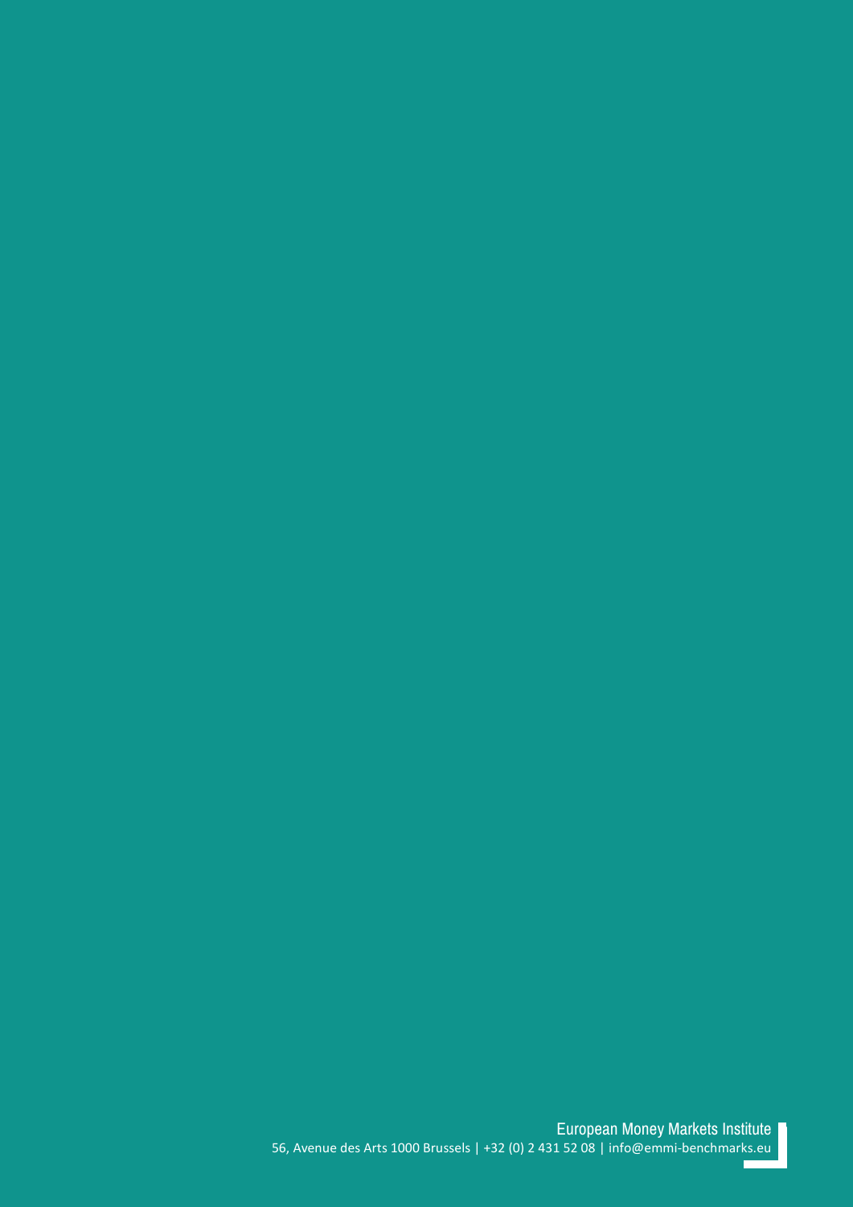European Money Markets Institute

56, Avenue des Arts 1000 Brussels | +32 (0) 2 431 52 08 | info@emmi-benchmarks.eu